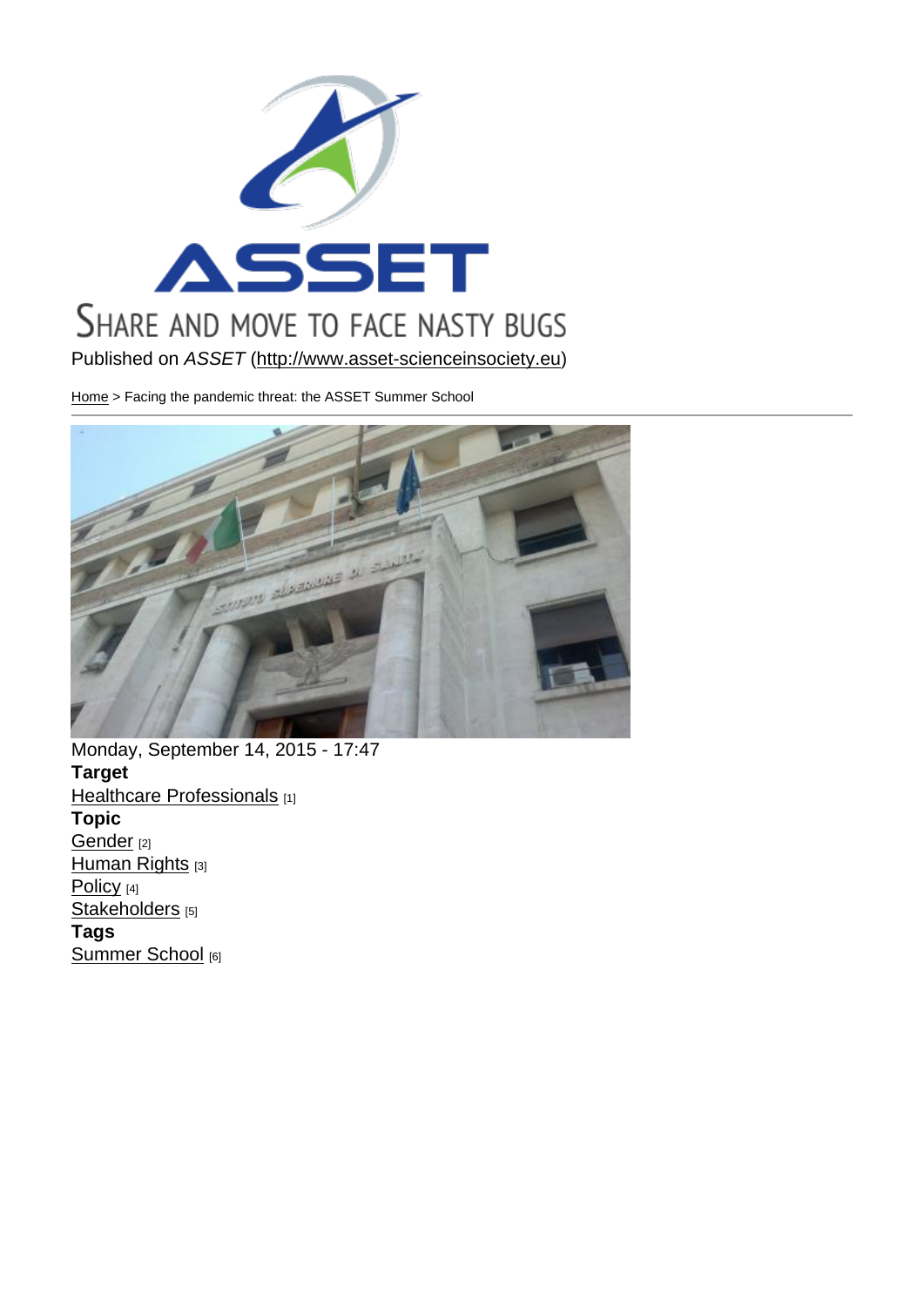Share and move to face nasty bugs

Published on *ASSET* (http://www.asset-scienceinsociety.eu)

Home > Facing the pandemic threat: the ASSET Summer School

Monday, September 14, 2015 - 17:47

**Target**

Healthcare Professionals [1]

**Topic**

Gender [2]

Human Rights [3]

Policy [4]

Stakeholders [5]

**Tags**

Summer School [6]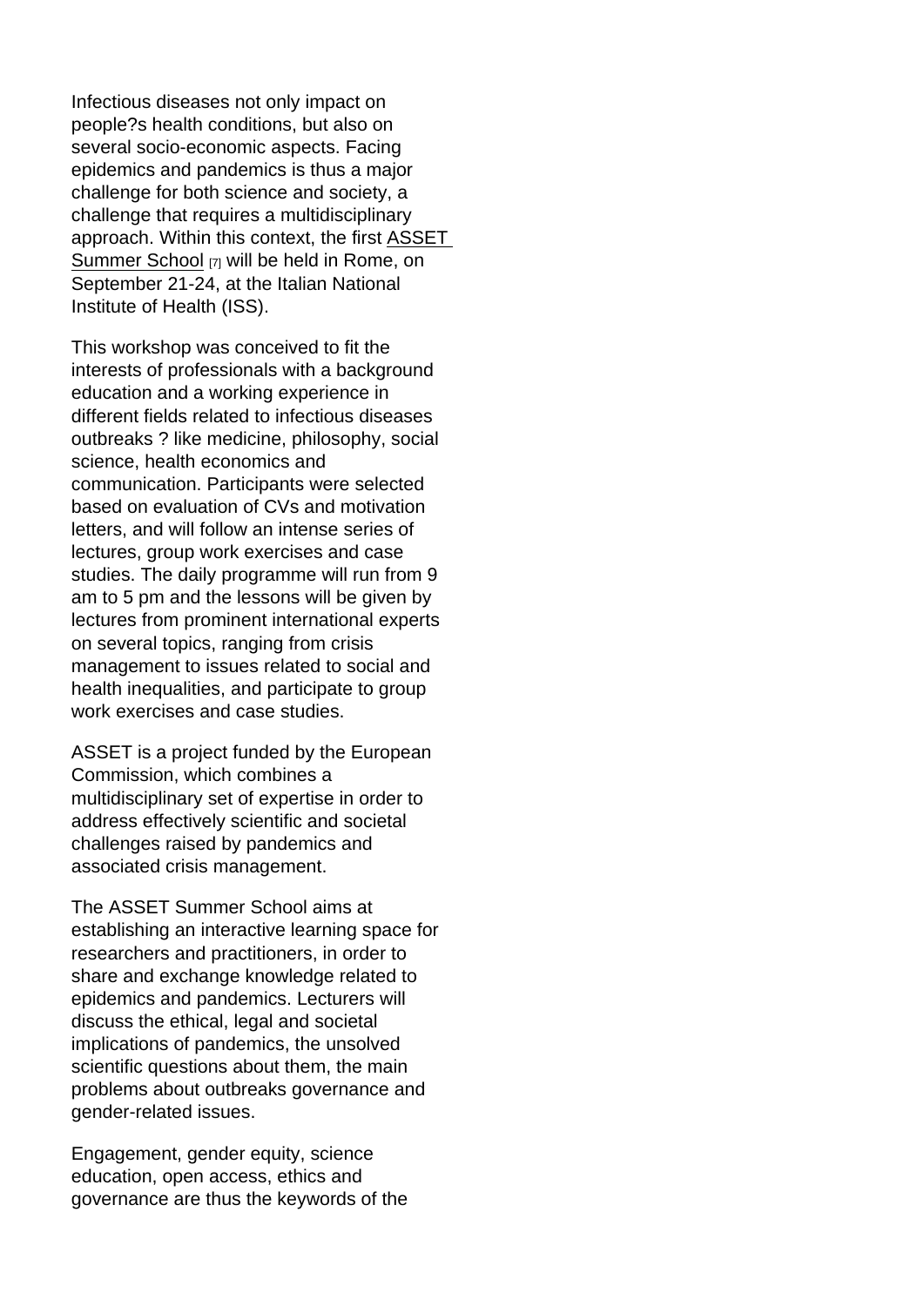Infectious diseases not only impact on people?s health conditions, but also on several socio-economic aspects. Facing epidemics and pandemics is thus a major challenge for both science and society, a challenge that requires a multidisciplinary approach. Within this context, the first ASSET Summer School [7] will be held in Rome, on September 21-24, at the Italian National Institute of Health (ISS).

This workshop was conceived to fit the interests of professionals with a background education and a working experience in different fields related to infectious diseases outbreaks ? like medicine, philosophy, social science, health economics and communication. Participants were selected based on evaluation of CVs and motivation letters, and will follow an intense series of lectures, group work exercises and case studies. The daily programme will run from 9 am to 5 pm and the lessons will be given by lectures from prominent international experts on several topics, ranging from crisis management to issues related to social and health inequalities, and participate to group work exercises and case studies.

ASSET is a project funded by the European Commission, which combines a multidisciplinary set of expertise in order to address effectively scientific and societal challenges raised by pandemics and associated crisis management.

The ASSET Summer School aims at establishing an interactive learning space for researchers and practitioners, in order to share and exchange knowledge related to epidemics and pandemics. Lecturers will discuss the ethical, legal and societal implications of pandemics, the unsolved scientific questions about them, the main problems about outbreaks governance and gender-related issues.

Engagement, gender equity, science education, open access, ethics and governance are thus the keywords of the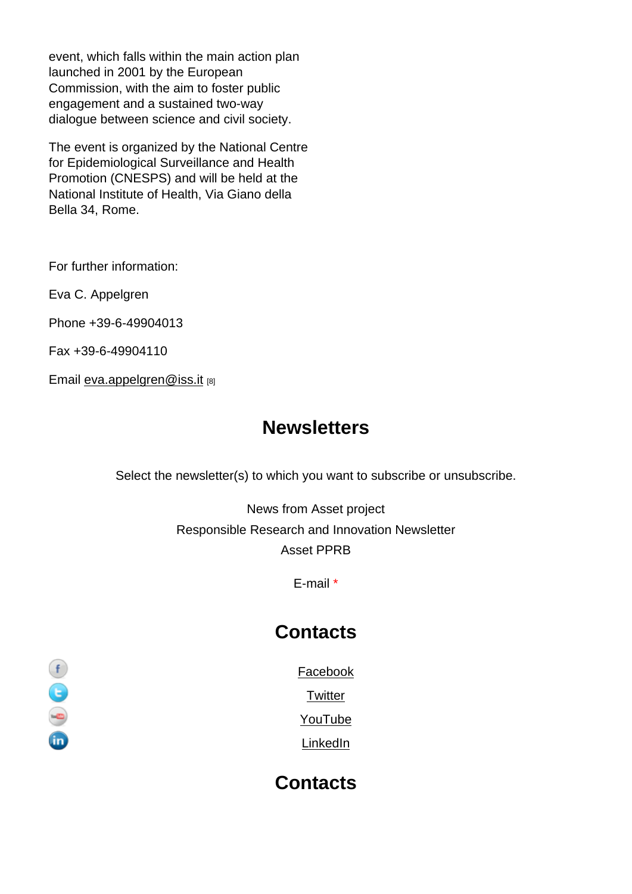event, which falls within the main action plan launched in 2001 by the European Commission, with the aim to foster public engagement and a sustained two-way dialogue between science and civil society.

The event is organized by the National Centre for Epidemiological Surveillance and Health Promotion (CNESPS) and will be held at the National Institute of Health, Via Giano della Bella 34, Rome.

For further information:

Eva C. Appelgren

Phone +39-6-49904013

Fax +39-6-49904110

Email eva.appelgren@iss.it [8]

## Newsletters

Select the newsletter(s) to which you want to subscribe or unsubscribe.

News from Asset project

Responsible Research and Innovation Newsletter

Asset PPRB

E-mail *

## Contacts

Facebook

Twitter

YouTube

LinkedIn

## Contacts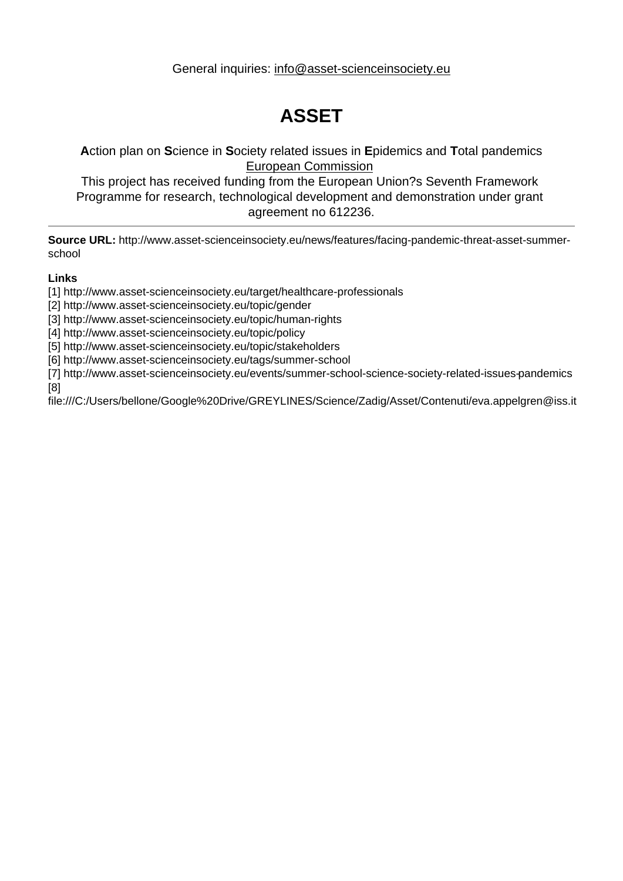General inquiries: info@asset-scienceinsociety.eu

# ASSET

**A**ction plan on **S**cience in **S**ociety related issues in **E**pidemics and **T**otal pandemics
European Commission
This project has received funding from the European Union?s Seventh Framework Programme for research, technological development and demonstration under grant agreement no 612236.

---

**Source URL:** http://www.asset-scienceinsociety.eu/news/features/facing-pandemic-threat-asset-summer-school

**Links**
[1] http://www.asset-scienceinsociety.eu/target/healthcare-professionals
[2] http://www.asset-scienceinsociety.eu/topic/gender
[3] http://www.asset-scienceinsociety.eu/topic/human-rights
[4] http://www.asset-scienceinsociety.eu/topic/policy
[5] http://www.asset-scienceinsociety.eu/topic/stakeholders
[6] http://www.asset-scienceinsociety.eu/tags/summer-school
[7] http://www.asset-scienceinsociety.eu/events/summer-school-science-society-related-issues-pandemics
[8] file:///C:/Users/bellone/Google%20Drive/GREYLINES/Science/Zadig/Asset/Contenuti/eva.appelgren@iss.it